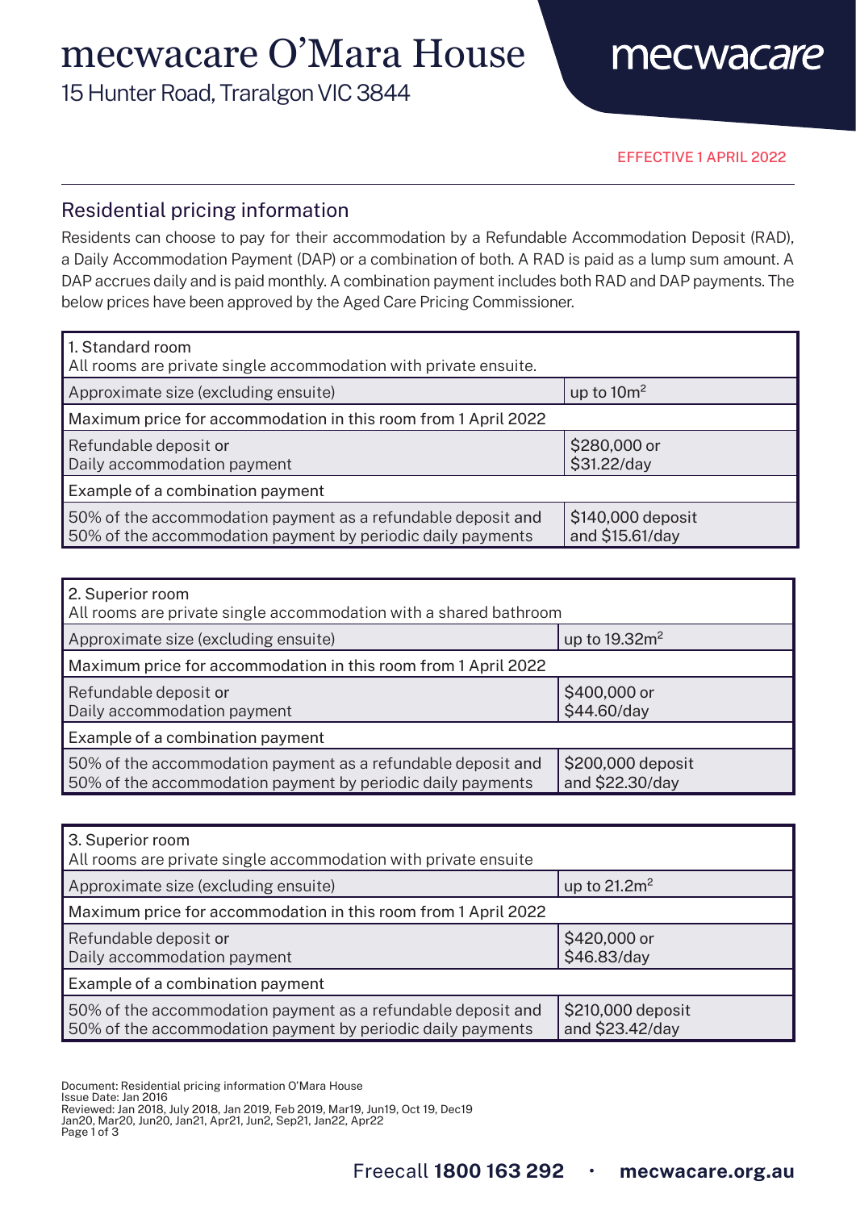# mecwacare O'Mara House

15 Hunter Road, Traralgon VIC 3844

mecwacare

EFFECTIVE 1 APRIL 2022

## Residential pricing information

Residents can choose to pay for their accommodation by a Refundable Accommodation Deposit (RAD), a Daily Accommodation Payment (DAP) or a combination of both. A RAD is paid as a lump sum amount. A DAP accrues daily and is paid monthly. A combination payment includes both RAD and DAP payments. The below prices have been approved by the Aged Care Pricing Commissioner.

| 1. Standard room<br>All rooms are private single accommodation with private ensuite. | |
|---|---|
| Approximate size (excluding ensuite) | up to $10m^2$ |
| Maximum price for accommodation in this room from 1 April 2022 | |
| Refundable deposit or<br>Daily accommodation payment | \$280,000 or<br>\$31.22/day |
| Example of a combination payment | |
| 50% of the accommodation payment as a refundable deposit and<br>50% of the accommodation payment by periodic daily payments | \$140,000 deposit<br>and \$15.61/day |

| 2. Superior room<br>All rooms are private single accommodation with a shared bathroom | |
|---|---|
| Approximate size (excluding ensuite) | up to $19.32m^2$ |
| Maximum price for accommodation in this room from 1 April 2022 | |
| Refundable deposit or<br>Daily accommodation payment | \$400,000 or<br>\$44.60/day |
| Example of a combination payment | |
| 50% of the accommodation payment as a refundable deposit and<br>50% of the accommodation payment by periodic daily payments | \$200,000 deposit<br>and \$22.30/day |

| 3. Superior room<br>All rooms are private single accommodation with private ensuite | |
|---|---|
| Approximate size (excluding ensuite) | up to $21.2m^2$ |
| Maximum price for accommodation in this room from 1 April 2022 | |
| Refundable deposit or<br>Daily accommodation payment | \$420,000 or<br>\$46.83/day |
| Example of a combination payment | |
| 50% of the accommodation payment as a refundable deposit and<br>50% of the accommodation payment by periodic daily payments | \$210,000 deposit<br>and \$23.42/day |

Document: Residential pricing information O'Mara House
Issue Date: Jan 2016
Reviewed: Jan 2018, July 2018, Jan 2019, Feb 2019, Mar19, Jun19, Oct 19, Dec19
Jan20, Mar20, Jun20, Jan21, Apr21, Jun2, Sep21, Jan22, Apr22

Freecall **1800 163 292** · **mecwacare.org.au**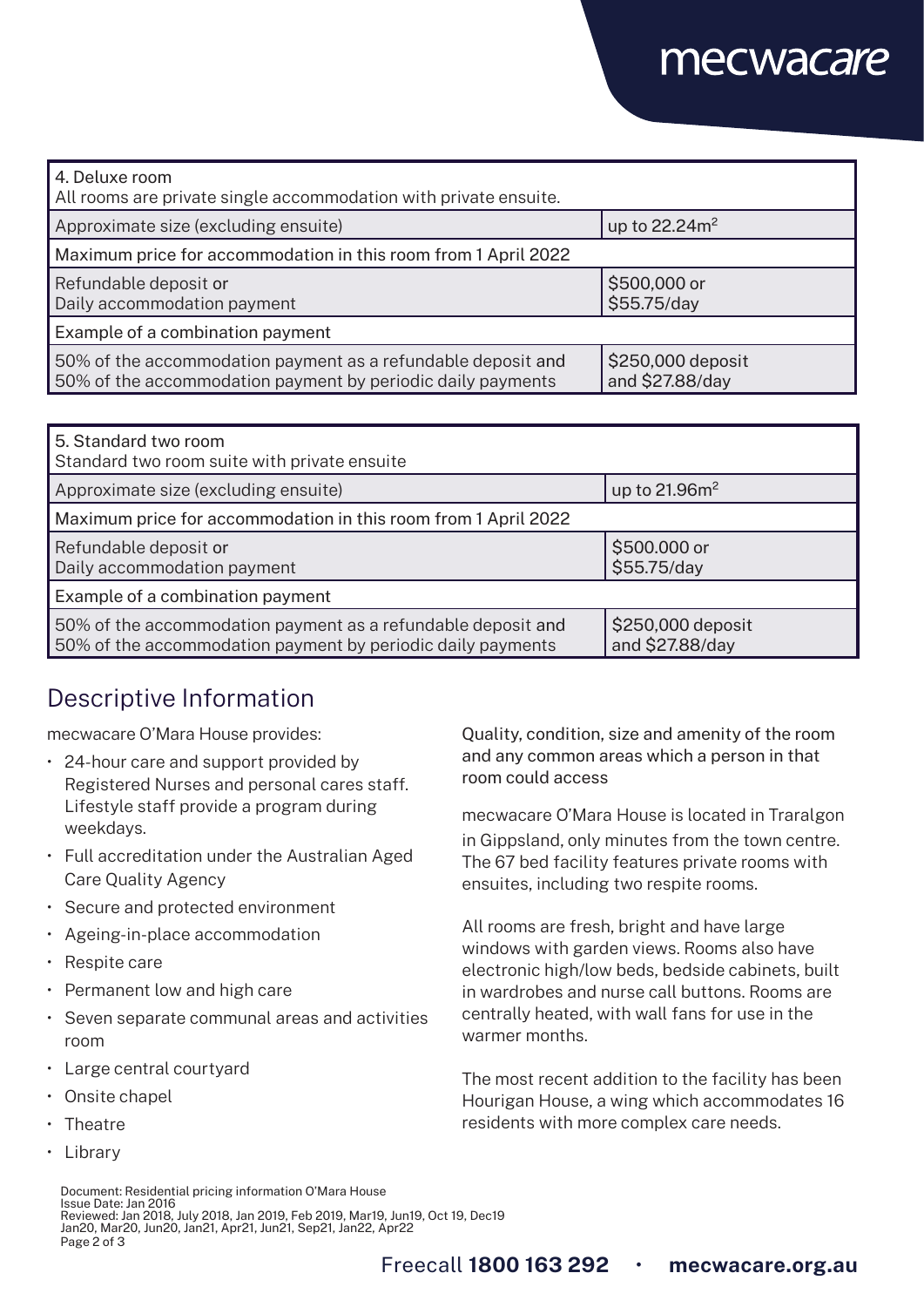| 4. Deluxe room<br>All rooms are private single accommodation with private ensuite. | |
|---|---|
| Approximate size (excluding ensuite) | up to 22.24m² |
| Maximum price for accommodation in this room from 1 April 2022 | |
| Refundable deposit or<br>Daily accommodation payment | $500,000 or<br>$55.75/day |
| Example of a combination payment | |
| 50% of the accommodation payment as a refundable deposit and<br>50% of the accommodation payment by periodic daily payments | $250,000 deposit<br>and $27.88/day |

| 5. Standard two room<br>Standard two room suite with private ensuite | |
|---|---|
| Approximate size (excluding ensuite) | up to 21.96m² |
| Maximum price for accommodation in this room from 1 April 2022 | |
| Refundable deposit or<br>Daily accommodation payment | $500.000 or<br>$55.75/day |
| Example of a combination payment | |
| 50% of the accommodation payment as a refundable deposit and<br>50% of the accommodation payment by periodic daily payments | $250,000 deposit<br>and $27.88/day |

## Descriptive Information

mecwacare O'Mara House provides:

- 24-hour care and support provided by Registered Nurses and personal cares staff. Lifestyle staff provide a program during weekdays.
- Full accreditation under the Australian Aged Care Quality Agency
- Secure and protected environment
- Ageing-in-place accommodation
- Respite care
- Permanent low and high care
- Seven separate communal areas and activities room
- Large central courtyard
- Onsite chapel
- Theatre
- Library

Quality, condition, size and amenity of the room and any common areas which a person in that room could access

mecwacare O'Mara House is located in Traralgon in Gippsland, only minutes from the town centre. The 67 bed facility features private rooms with ensuites, including two respite rooms.

All rooms are fresh, bright and have large windows with garden views. Rooms also have electronic high/low beds, bedside cabinets, built in wardrobes and nurse call buttons. Rooms are centrally heated, with wall fans for use in the warmer months.

The most recent addition to the facility has been Hourigan House, a wing which accommodates 16 residents with more complex care needs.

Document: Residential pricing information O'Mara House
Issue Date: Jan 2016
Reviewed: Jan 2018, July 2018, Jan 2019, Feb 2019, Mar19, Jun19, Oct 19, Dec19
Jan20, Mar20, Jun20, Jan21, Apr21, Jun21, Sep21, Jan22, Apr22

Freecall **1800 163 292** • **mecwacare.org.au**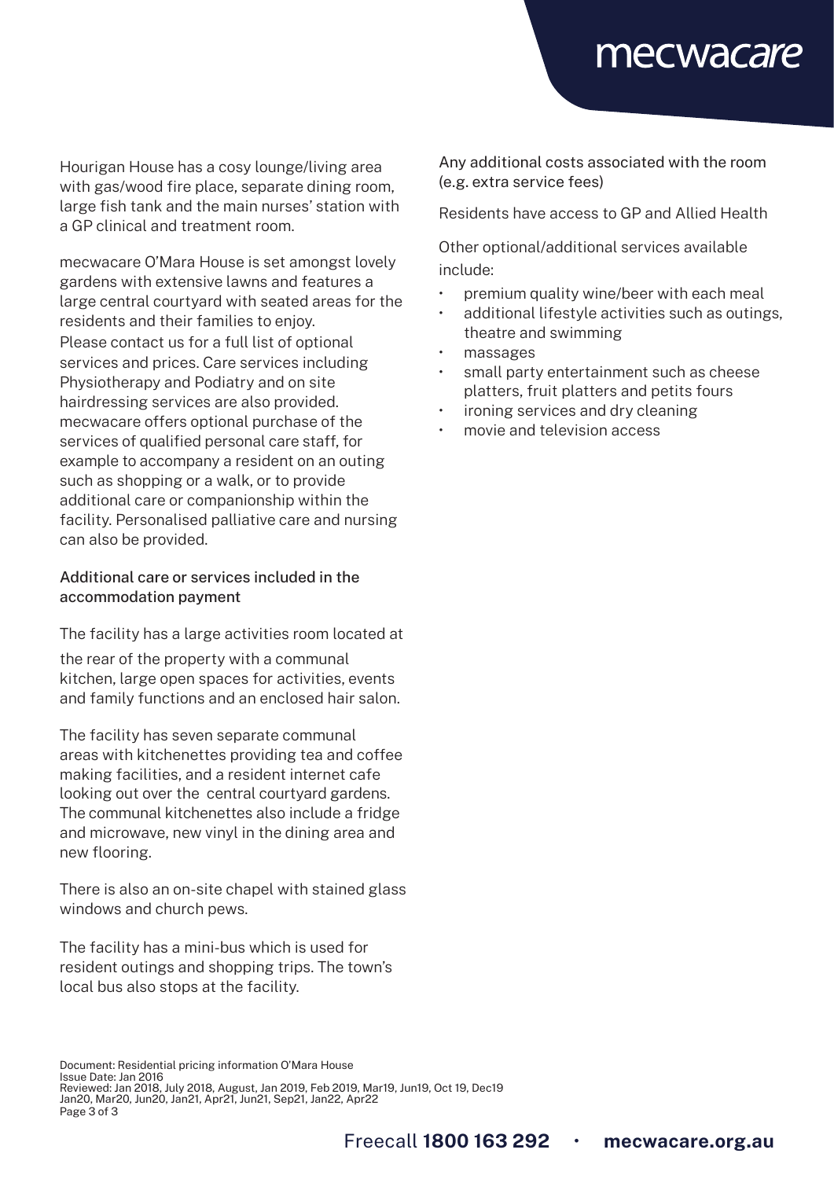Hourigan House has a cosy lounge/living area with gas/wood fire place, separate dining room, large fish tank and the main nurses' station with a GP clinical and treatment room.

mecwacare O'Mara House is set amongst lovely gardens with extensive lawns and features a large central courtyard with seated areas for the residents and their families to enjoy.
Please contact us for a full list of optional services and prices. Care services including Physiotherapy and Podiatry and on site hairdressing services are also provided. mecwacare offers optional purchase of the services of qualified personal care staff, for example to accompany a resident on an outing such as shopping or a walk, or to provide additional care or companionship within the facility. Personalised palliative care and nursing can also be provided.

### Additional care or services included in the accommodation payment

The facility has a large activities room located at the rear of the property with a communal kitchen, large open spaces for activities, events and family functions and an enclosed hair salon.

The facility has seven separate communal areas with kitchenettes providing tea and coffee making facilities, and a resident internet cafe looking out over the central courtyard gardens. The communal kitchenettes also include a fridge and microwave, new vinyl in the dining area and new flooring.

There is also an on-site chapel with stained glass windows and church pews.

The facility has a mini-bus which is used for resident outings and shopping trips. The town's local bus also stops at the facility.

### Any additional costs associated with the room (e.g. extra service fees)

Residents have access to GP and Allied Health

Other optional/additional services available include:

- premium quality wine/beer with each meal
- additional lifestyle activities such as outings, theatre and swimming
- massages
- small party entertainment such as cheese platters, fruit platters and petits fours
- ironing services and dry cleaning
- movie and television access

Document: Residential pricing information O'Mara House
Issue Date: Jan 2016
Reviewed: Jan 2018, July 2018, August, Jan 2019, Feb 2019, Mar19, Jun19, Oct 19, Dec19 Jan20, Mar20, Jun20, Jan21, Apr21, Jun21, Sep21, Jan22, Apr22

Freecall **1800 163 292** • **mecwacare.org.au**